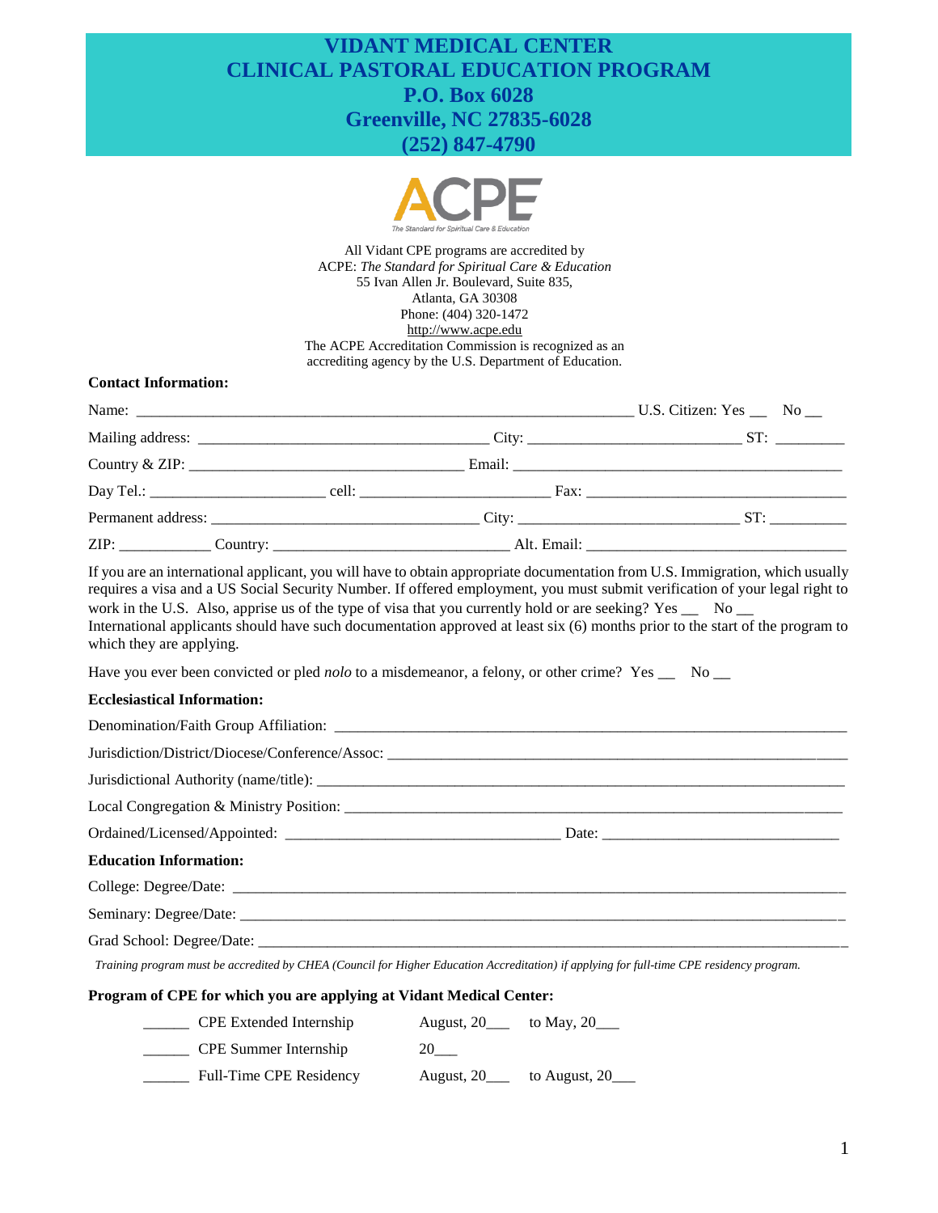# VIDANT MEDICAL CENTER
# CLINICAL PASTORAL EDUCATION PROGRAM
## P.O. Box 6028
## Greenville, NC 27835-6028
## (252) 847-4790

ACPE
The Standard for Spiritual Care & Education

All Vidant CPE programs are accredited by
ACPE: *The Standard for Spiritual Care & Education*
55 Ivan Allen Jr. Boulevard, Suite 835,
Atlanta, GA 30308
Phone: (404) 320-1472
http://www.acpe.edu
The ACPE Accreditation Commission is recognized as an accrediting agency by the U.S. Department of Education.

**Contact Information:**

Name: ___________________________________________________________________ U.S. Citizen: Yes __ No __

Mailing address: _______________________________________ City: ____________________________ ST: _________

Country & ZIP: _____________________________________ Email: ____________________________________________

Day Tel.: _______________________ cell: _________________________ Fax: ___________________________________

Permanent address: ____________________________________ City: ____________________________ ST: __________

ZIP: ____________ Country: ________________________________ Alt. Email: __________________________________

If you are an international applicant, you will have to obtain appropriate documentation from U.S. Immigration, which usually requires a visa and a US Social Security Number. If offered employment, you must submit verification of your legal right to work in the U.S. Also, apprise us of the type of visa that you currently hold or are seeking? Yes __ No __
International applicants should have such documentation approved at least six (6) months prior to the start of the program to which they are applying.

Have you ever been convicted or pled *nolo* to a misdemeanor, a felony, or other crime? Yes __ No __

**Ecclesiastical Information:**

Denomination/Faith Group Affiliation: ___________________________________________________________________

Jurisdiction/District/Diocese/Conference/Assoc: ____________________________________________________________

Jurisdictional Authority (name/title): ____________________________________________________________________

Local Congregation & Ministry Position: _________________________________________________________________

Ordained/Licensed/Appointed: ____________________________________ Date: _______________________________

**Education Information:**

College: Degree/Date: _________________________________________________________________________________

Seminary: Degree/Date: ________________________________________________________________________________

Grad School: Degree/Date: _____________________________________________________________________________

*Training program must be accredited by CHEA (Council for Higher Education Accreditation) if applying for full-time CPE residency program.*

**Program of CPE for which you are applying at Vidant Medical Center:**

______ CPE Extended Internship August, 20___ to May, 20___

______ CPE Summer Internship 20___

______ Full-Time CPE Residency August, 20___ to August, 20___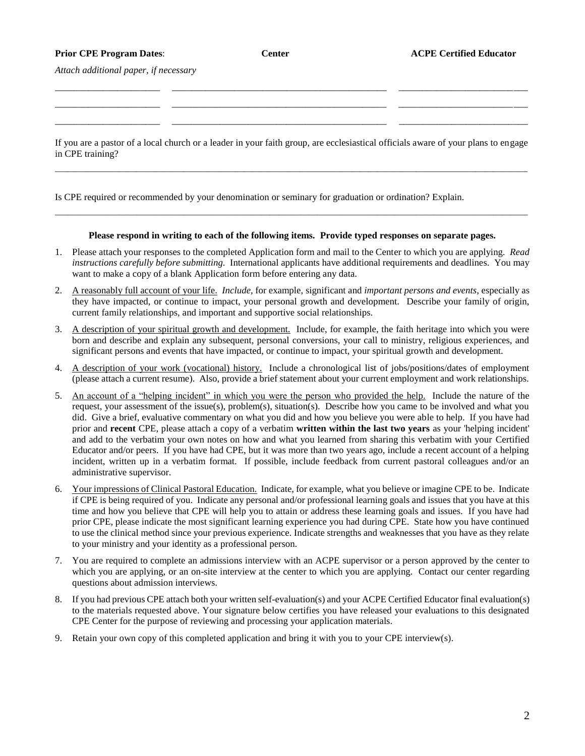| **Prior CPE Program Dates**: | **Center** | **ACPE Certified Educator** |
|---|---|---|
| _Attach additional paper, if necessary_ | | |
| ______________________ | ______________________________________________ | __________________________ |
| ______________________ | ______________________________________________ | __________________________ |
| ______________________ | ______________________________________________ | __________________________ |

If you are a pastor of a local church or a leader in your faith group, are ecclesiastical officials aware of your plans to engage in CPE training?

_____________________________________________________________________________________________________

Is CPE required or recommended by your denomination or seminary for graduation or ordination? Explain.

_____________________________________________________________________________________________________

**Please respond in writing to each of the following items. Provide typed responses on separate pages.**

1. Please attach your responses to the completed Application form and mail to the Center to which you are applying. *Read instructions carefully before submitting.* International applicants have additional requirements and deadlines. You may want to make a copy of a blank Application form before entering any data.

2. <u>A reasonably full account of your life.</u> *Include*, for example, significant and *important persons and events*, especially as they have impacted, or continue to impact, your personal growth and development. Describe your family of origin, current family relationships, and important and supportive social relationships.

3. <u>A description of your spiritual growth and development.</u> Include, for example, the faith heritage into which you were born and describe and explain any subsequent, personal conversions, your call to ministry, religious experiences, and significant persons and events that have impacted, or continue to impact, your spiritual growth and development.

4. <u>A description of your work (vocational) history.</u> Include a chronological list of jobs/positions/dates of employment (please attach a current resume). Also, provide a brief statement about your current employment and work relationships.

5. <u>An account of a "helping incident" in which you were the person who provided the help.</u> Include the nature of the request, your assessment of the issue(s), problem(s), situation(s). Describe how you came to be involved and what you did. Give a brief, evaluative commentary on what you did and how you believe you were able to help. If you have had prior and **recent** CPE, please attach a copy of a verbatim **written within the last two years** as your 'helping incident' and add to the verbatim your own notes on how and what you learned from sharing this verbatim with your Certified Educator and/or peers. If you have had CPE, but it was more than two years ago, include a recent account of a helping incident, written up in a verbatim format. If possible, include feedback from current pastoral colleagues and/or an administrative supervisor.

6. <u>Your impressions of Clinical Pastoral Education.</u> Indicate, for example, what you believe or imagine CPE to be. Indicate if CPE is being required of you. Indicate any personal and/or professional learning goals and issues that you have at this time and how you believe that CPE will help you to attain or address these learning goals and issues. If you have had prior CPE, please indicate the most significant learning experience you had during CPE. State how you have continued to use the clinical method since your previous experience. Indicate strengths and weaknesses that you have as they relate to your ministry and your identity as a professional person.

7. You are required to complete an admissions interview with an ACPE supervisor or a person approved by the center to which you are applying, or an on-site interview at the center to which you are applying. Contact our center regarding questions about admission interviews.

8. If you had previous CPE attach both your written self-evaluation(s) and your ACPE Certified Educator final evaluation(s) to the materials requested above. Your signature below certifies you have released your evaluations to this designated CPE Center for the purpose of reviewing and processing your application materials.

9. Retain your own copy of this completed application and bring it with you to your CPE interview(s).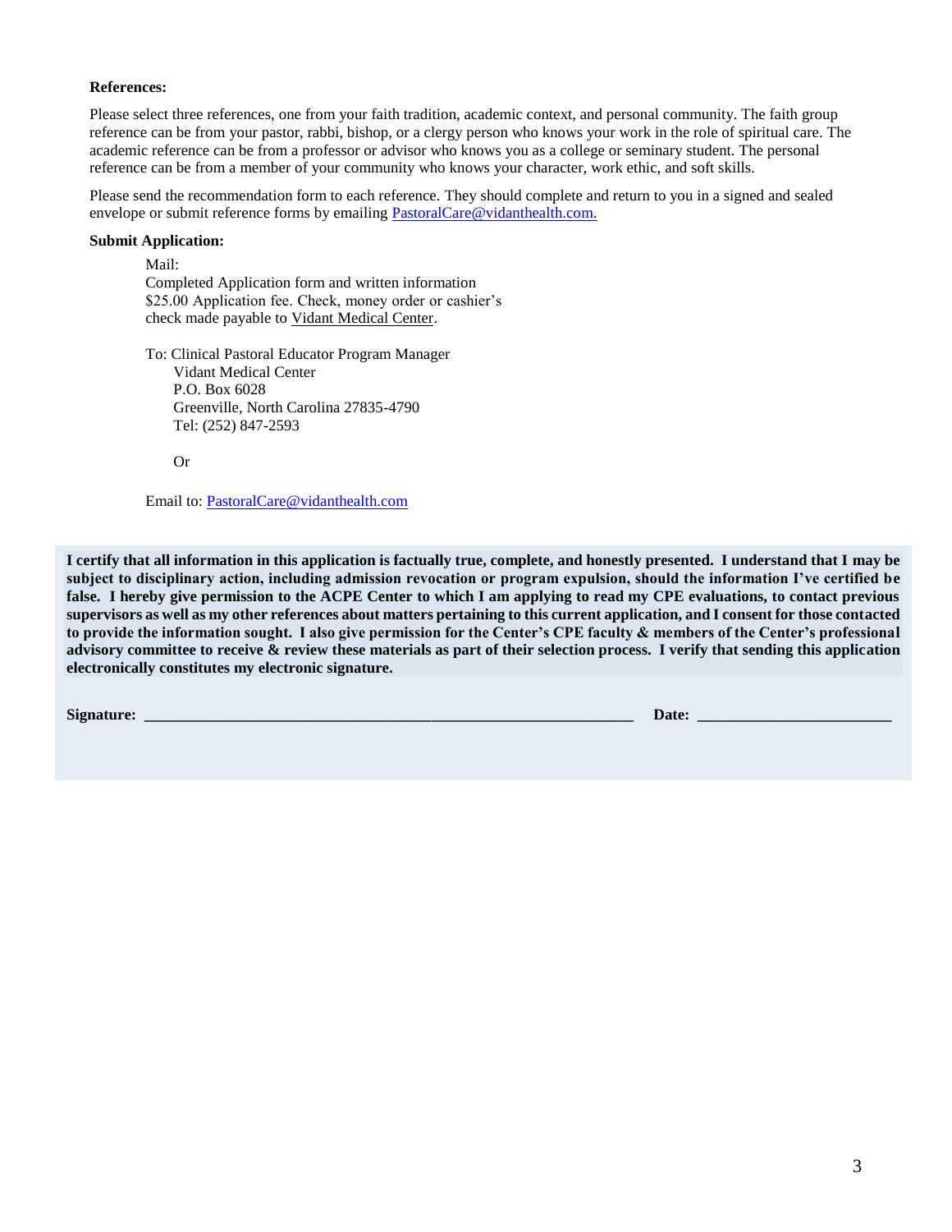**References:**

Please select three references, one from your faith tradition, academic context, and personal community. The faith group reference can be from your pastor, rabbi, bishop, or a clergy person who knows your work in the role of spiritual care. The academic reference can be from a professor or advisor who knows you as a college or seminary student. The personal reference can be from a member of your community who knows your character, work ethic, and soft skills.

Please send the recommendation form to each reference. They should complete and return to you in a signed and sealed envelope or submit reference forms by emailing PastoralCare@vidanthealth.com.

**Submit Application:**

Mail:
Completed Application form and written information
$25.00 Application fee. Check, money order or cashier's check made payable to Vidant Medical Center.

To: Clinical Pastoral Educator Program Manager
Vidant Medical Center
P.O. Box 6028
Greenville, North Carolina 27835-4790
Tel: (252) 847-2593

Or

Email to: PastoralCare@vidanthealth.com

**I certify that all information in this application is factually true, complete, and honestly presented. I understand that I may be subject to disciplinary action, including admission revocation or program expulsion, should the information I've certified be false. I hereby give permission to the ACPE Center to which I am applying to read my CPE evaluations, to contact previous supervisors as well as my other references about matters pertaining to this current application, and I consent for those contacted to provide the information sought. I also give permission for the Center's CPE faculty & members of the Center's professional advisory committee to receive & review these materials as part of their selection process. I verify that sending this application electronically constitutes my electronic signature.**

**Signature:** ______________________________________________ **Date:** ____________________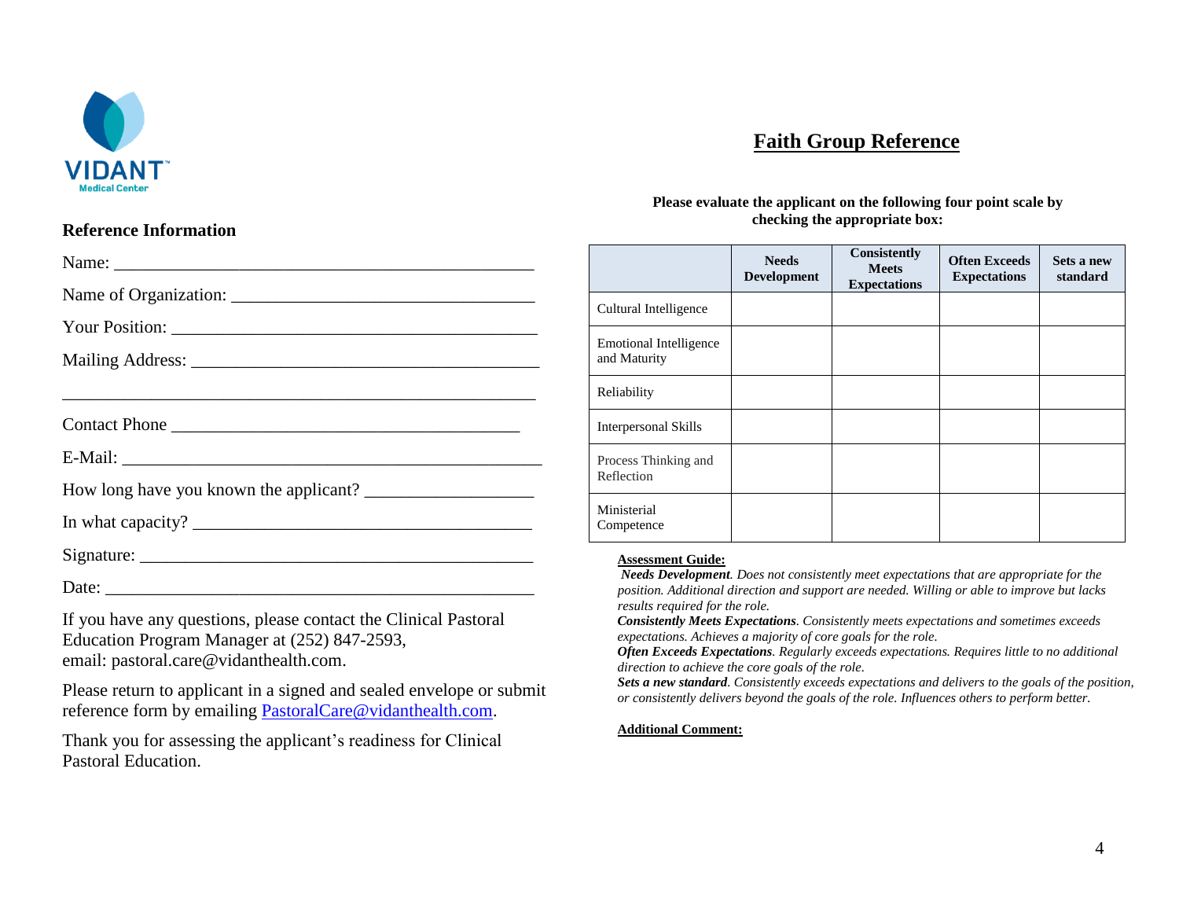VIDANT Medical Center

# Faith Group Reference

## Reference Information

Name: ______________________________________________

Name of Organization: ________________________________

Your Position: _______________________________________

Mailing Address: _____________________________________

______________________________________________________

Contact Phone ______________________________________

E-Mail: _____________________________________________

How long have you known the applicant? _________________

In what capacity? ____________________________________

Signature: ___________________________________________

Date: _______________________________________________

If you have any questions, please contact the Clinical Pastoral Education Program Manager at (252) 847-2593, email: pastoral.care@vidanthealth.com.

Please return to applicant in a signed and sealed envelope or submit reference form by emailing PastoralCare@vidanthealth.com.

Thank you for assessing the applicant's readiness for Clinical Pastoral Education.

**Please evaluate the applicant on the following four point scale by checking the appropriate box:**

| | Needs Development | Consistently Meets Expectations | Often Exceeds Expectations | Sets a new standard |
|---|---|---|---|---|
| Cultural Intelligence | | | | |
| Emotional Intelligence and Maturity | | | | |
| Reliability | | | | |
| Interpersonal Skills | | | | |
| Process Thinking and Reflection | | | | |
| Ministerial Competence | | | | |

**Assessment Guide:**

***Needs Development***. *Does not consistently meet expectations that are appropriate for the position. Additional direction and support are needed. Willing or able to improve but lacks results required for the role.*

***Consistently Meets Expectations***. *Consistently meets expectations and sometimes exceeds expectations. Achieves a majority of core goals for the role.*

***Often Exceeds Expectations***. *Regularly exceeds expectations. Requires little to no additional direction to achieve the core goals of the role.*

***Sets a new standard***. *Consistently exceeds expectations and delivers to the goals of the position, or consistently delivers beyond the goals of the role. Influences others to perform better.*

**Additional Comment:**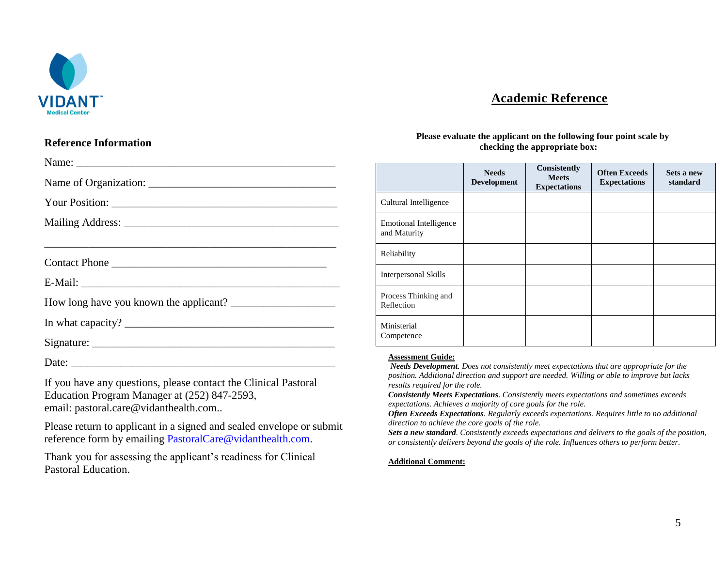VIDANT
Medical Center

# Academic Reference

### Reference Information

Name: ______________________________________________

Name of Organization: ________________________________

Your Position: ______________________________________

Mailing Address: ____________________________________

______________________________________________

Contact Phone ______________________________________

E-Mail: ____________________________________________

How long have you known the applicant? _________________

In what capacity? ____________________________________

Signature: __________________________________________

Date: ______________________________________________

If you have any questions, please contact the Clinical Pastoral Education Program Manager at (252) 847-2593, email: pastoral.care@vidanthealth.com..

Please return to applicant in a signed and sealed envelope or submit reference form by emailing PastoralCare@vidanthealth.com.

Thank you for assessing the applicant's readiness for Clinical Pastoral Education.

**Please evaluate the applicant on the following four point scale by checking the appropriate box:**

| | Needs Development | Consistently Meets Expectations | Often Exceeds Expectations | Sets a new standard |
|---|---|---|---|---|
| Cultural Intelligence | | | | |
| Emotional Intelligence and Maturity | | | | |
| Reliability | | | | |
| Interpersonal Skills | | | | |
| Process Thinking and Reflection | | | | |
| Ministerial Competence | | | | |

**Assessment Guide:**

***Needs Development****. Does not consistently meet expectations that are appropriate for the position. Additional direction and support are needed. Willing or able to improve but lacks results required for the role.*

***Consistently Meets Expectations****. Consistently meets expectations and sometimes exceeds expectations. Achieves a majority of core goals for the role.*

***Often Exceeds Expectations****. Regularly exceeds expectations. Requires little to no additional direction to achieve the core goals of the role.*

***Sets a new standard****. Consistently exceeds expectations and delivers to the goals of the position, or consistently delivers beyond the goals of the role. Influences others to perform better.*

**Additional Comment:**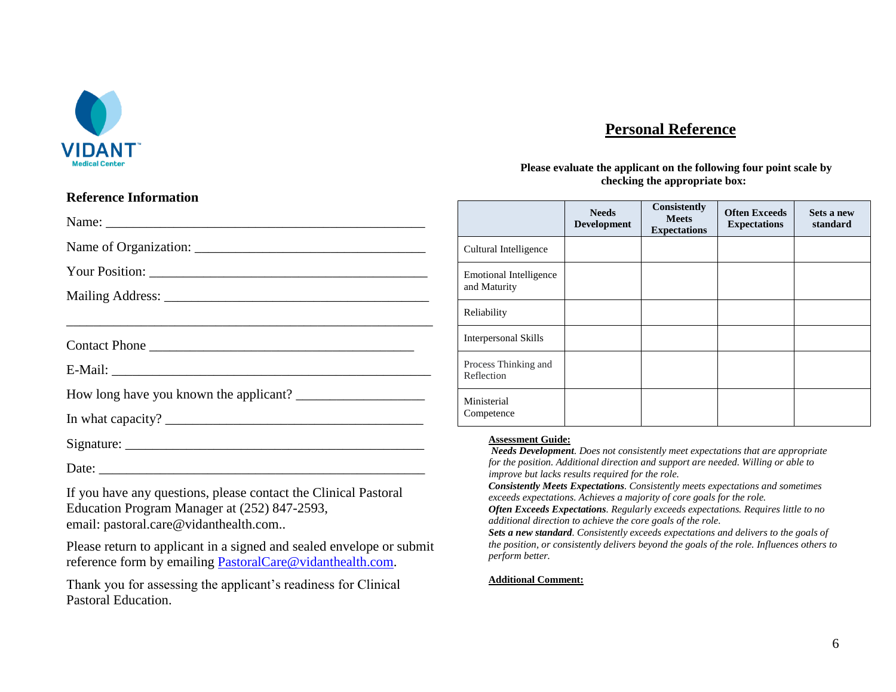VIDANT
Medical Center

# Personal Reference

## Reference Information

Name: ______________________________________________

Name of Organization: _________________________________

Your Position: _______________________________________

Mailing Address: _____________________________________

________________________________________________________

Contact Phone ______________________________________

E-Mail: _____________________________________________

How long have you known the applicant? __________________

In what capacity? _____________________________________

Signature: ___________________________________________

Date: _______________________________________________

If you have any questions, please contact the Clinical Pastoral Education Program Manager at (252) 847-2593, email: pastoral.care@vidanthealth.com..

Please return to applicant in a signed and sealed envelope or submit reference form by emailing PastoralCare@vidanthealth.com.

Thank you for assessing the applicant's readiness for Clinical Pastoral Education.

**Please evaluate the applicant on the following four point scale by checking the appropriate box:**

| | Needs Development | Consistently Meets Expectations | Often Exceeds Expectations | Sets a new standard |
|---|---|---|---|---|
| Cultural Intelligence | | | | |
| Emotional Intelligence and Maturity | | | | |
| Reliability | | | | |
| Interpersonal Skills | | | | |
| Process Thinking and Reflection | | | | |
| Ministerial Competence | | | | |

**Assessment Guide:**

***Needs Development***. *Does not consistently meet expectations that are appropriate for the position. Additional direction and support are needed. Willing or able to improve but lacks results required for the role.*

***Consistently Meets Expectations***. *Consistently meets expectations and sometimes exceeds expectations. Achieves a majority of core goals for the role.*

***Often Exceeds Expectations***. *Regularly exceeds expectations. Requires little to no additional direction to achieve the core goals of the role.*

***Sets a new standard***. *Consistently exceeds expectations and delivers to the goals of the position, or consistently delivers beyond the goals of the role. Influences others to perform better.*

**Additional Comment:**